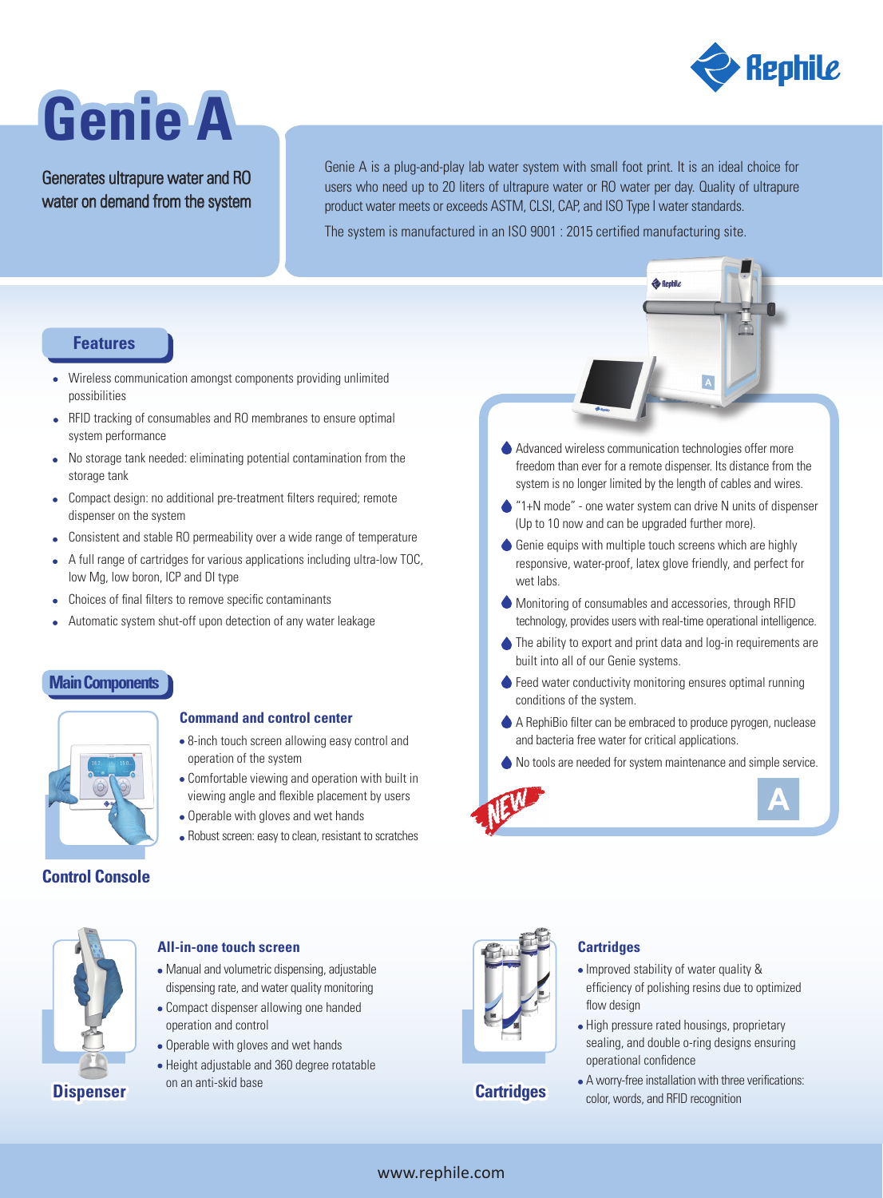# Genie A

Generates ultrapure water and RO water on demand from the system

Genie A is a plug-and-play lab water system with small foot print. It is an ideal choice for users who need up to 20 liters of ultrapure water or RO water per day. Quality of ultrapure product water meets or exceeds ASTM, CLSI, CAP, and ISO Type I water standards.

The system is manufactured in an ISO 9001 : 2015 certified manufacturing site.

## Features

- Wireless communication amongst components providing unlimited possibilities
- RFID tracking of consumables and RO membranes to ensure optimal system performance
- No storage tank needed: eliminating potential contamination from the storage tank
- Compact design: no additional pre-treatment filters required; remote dispenser on the system
- Consistent and stable RO permeability over a wide range of temperature
- A full range of cartridges for various applications including ultra-low TOC, low Mg, low boron, ICP and DI type
- Choices of final filters to remove specific contaminants
- Automatic system shut-off upon detection of any water leakage

- Advanced wireless communication technologies offer more freedom than ever for a remote dispenser. Its distance from the system is no longer limited by the length of cables and wires.
- "1+N mode" - one water system can drive N units of dispenser (Up to 10 now and can be upgraded further more).
- Genie equips with multiple touch screens which are highly responsive, water-proof, latex glove friendly, and perfect for wet labs.
- Monitoring of consumables and accessories, through RFID technology, provides users with real-time operational intelligence.
- The ability to export and print data and log-in requirements are built into all of our Genie systems.
- Feed water conductivity monitoring ensures optimal running conditions of the system.
- A RephiBio filter can be embraced to produce pyrogen, nuclease and bacteria free water for critical applications.
- No tools are needed for system maintenance and simple service.

NEW

A

## Main Components

### Control Console

**Command and control center**

- 8-inch touch screen allowing easy control and operation of the system
- Comfortable viewing and operation with built in viewing angle and flexible placement by users
- Operable with gloves and wet hands
- Robust screen: easy to clean, resistant to scratches

### Dispenser

**All-in-one touch screen**

- Manual and volumetric dispensing, adjustable dispensing rate, and water quality monitoring
- Compact dispenser allowing one handed operation and control
- Operable with gloves and wet hands
- Height adjustable and 360 degree rotatable on an anti-skid base

### Cartridges

**Cartridges**

- Improved stability of water quality & efficiency of polishing resins due to optimized flow design
- High pressure rated housings, proprietary sealing, and double o-ring designs ensuring operational confidence
- A worry-free installation with three verifications: color, words, and RFID recognition

www.rephile.com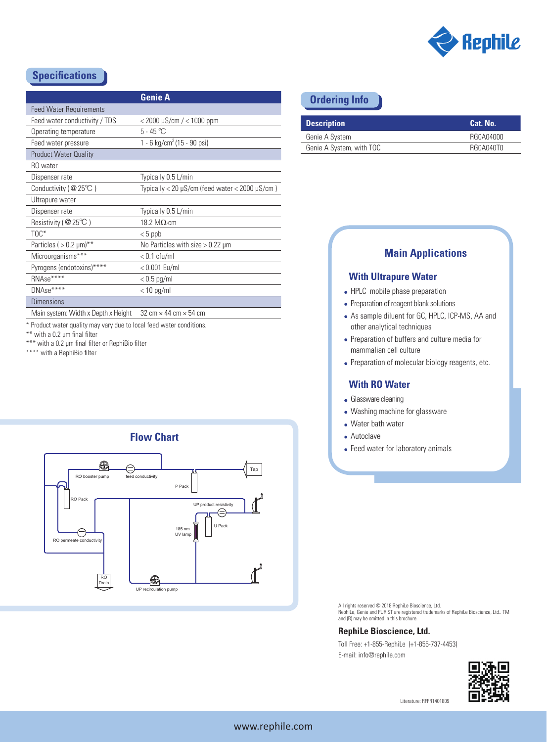## Specifications

| | Genie A |
|---|---|
| Feed Water Requirements | |
| Feed water conductivity / TDS | < 2000 μS/cm / < 1000 ppm |
| Operating temperature | 5 - 45 ℃ |
| Feed water pressure | 1 - 6 kg/cm$^2$ (15 - 90 psi) |
| Product Water Quality | |
| RO water | |
| Dispenser rate | Typically 0.5 L/min |
| Conductivity ( @ 25℃ ) | Typically < 20 μS/cm (feed water < 2000 μS/cm ) |
| Ultrapure water | |
| Dispenser rate | Typically 0.5 L/min |
| Resistivity ( @ 25℃ ) | 18.2 MΩ·cm |
| TOC* | < 5 ppb |
| Particles ( > 0.2 μm)** | No Particles with size > 0.22 μm |
| Microorganisms*** | < 0.1 cfu/ml |
| Pyrogens (endotoxins)**** | < 0.001 Eu/ml |
| RNAse**** | < 0.5 pg/ml |
| DNAse**** | < 10 pg/ml |
| Dimensions | |
| Main system: Width x Depth x Height | 32 cm × 44 cm × 54 cm |

\* Product water quality may vary due to local feed water conditions.
** with a 0.2 μm final filter
*** with a 0.2 μm final filter or RephiBio filter
**** with a RephiBio filter

## Flow Chart

RO booster pump
feed conductivity
Tap
P Pack
RO Pack
UP product resistivity
U Pack
185 nm UV lamp
RO permeate conductivity
RO Drain
UP recirculation pump

## Ordering Info

| Description | Cat. No. |
|---|---|
| Genie A System | RG0A04000 |
| Genie A System, with TOC | RG0A040T0 |

## Main Applications

### With Ultrapure Water

- HPLC mobile phase preparation
- Preparation of reagent blank solutions
- As sample diluent for GC, HPLC, ICP-MS, AA and other analytical techniques
- Preparation of buffers and culture media for mammalian cell culture
- Preparation of molecular biology reagents, etc.

### With RO Water

- Glassware cleaning
- Washing machine for glassware
- Water bath water
- Autoclave
- Feed water for laboratory animals

All rights reserved © 2018 RephiLe Bioscience, Ltd.
RephiLe, Genie and PURIST are registered trademarks of RephiLe Bioscience, Ltd.. TM and (R) may be omitted in this brochure.

**RephiLe Bioscience, Ltd.**

Toll Free: +1-855-RephiLe (+1-855-737-4453)
E-mail: info@rephile.com

Literature: RFPR1401809

www.rephile.com